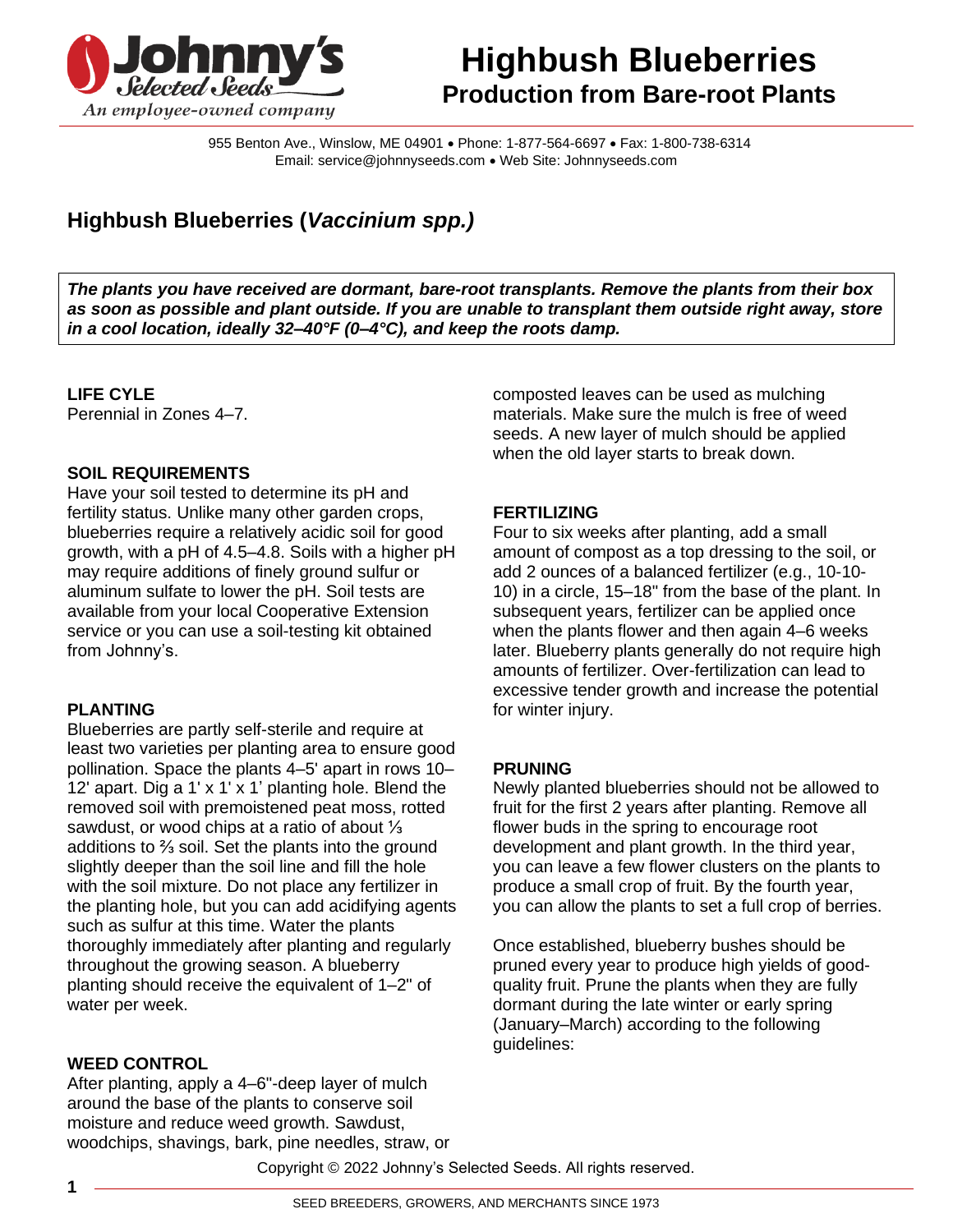# Highbush Blueberries

## Production from Bare-root Plants

955 Benton Ave., Winslow, ME 04901 • Phone: 1-877-564-6697 • Fax: 1-800-738-6314
Email: service@johnnyseeds.com • Web Site: Johnnyseeds.com

## Highbush Blueberries (*Vaccinium spp.)*

***The plants you have received are dormant, bare-root transplants. Remove the plants from their box as soon as possible and plant outside. If you are unable to transplant them outside right away, store in a cool location, ideally 32–40°F (0–4°C), and keep the roots damp.***

### LIFE CYLE

Perennial in Zones 4–7.

### SOIL REQUIREMENTS

Have your soil tested to determine its pH and fertility status. Unlike many other garden crops, blueberries require a relatively acidic soil for good growth, with a pH of 4.5–4.8. Soils with a higher pH may require additions of finely ground sulfur or aluminum sulfate to lower the pH. Soil tests are available from your local Cooperative Extension service or you can use a soil-testing kit obtained from Johnny's.

### PLANTING

Blueberries are partly self-sterile and require at least two varieties per planting area to ensure good pollination. Space the plants 4–5' apart in rows 10–12' apart. Dig a 1' x 1' x 1' planting hole. Blend the removed soil with premoistened peat moss, rotted sawdust, or wood chips at a ratio of about ⅓ additions to ⅔ soil. Set the plants into the ground slightly deeper than the soil line and fill the hole with the soil mixture. Do not place any fertilizer in the planting hole, but you can add acidifying agents such as sulfur at this time. Water the plants thoroughly immediately after planting and regularly throughout the growing season. A blueberry planting should receive the equivalent of 1–2" of water per week.

### WEED CONTROL

After planting, apply a 4–6"-deep layer of mulch around the base of the plants to conserve soil moisture and reduce weed growth. Sawdust, woodchips, shavings, bark, pine needles, straw, or composted leaves can be used as mulching materials. Make sure the mulch is free of weed seeds. A new layer of mulch should be applied when the old layer starts to break down.

### FERTILIZING

Four to six weeks after planting, add a small amount of compost as a top dressing to the soil, or add 2 ounces of a balanced fertilizer (e.g., 10-10-10) in a circle, 15–18" from the base of the plant. In subsequent years, fertilizer can be applied once when the plants flower and then again 4–6 weeks later. Blueberry plants generally do not require high amounts of fertilizer. Over-fertilization can lead to excessive tender growth and increase the potential for winter injury.

### PRUNING

Newly planted blueberries should not be allowed to fruit for the first 2 years after planting. Remove all flower buds in the spring to encourage root development and plant growth. In the third year, you can leave a few flower clusters on the plants to produce a small crop of fruit. By the fourth year, you can allow the plants to set a full crop of berries.

Once established, blueberry bushes should be pruned every year to produce high yields of good-quality fruit. Prune the plants when they are fully dormant during the late winter or early spring (January–March) according to the following guidelines:

Copyright © 2022 Johnny's Selected Seeds. All rights reserved.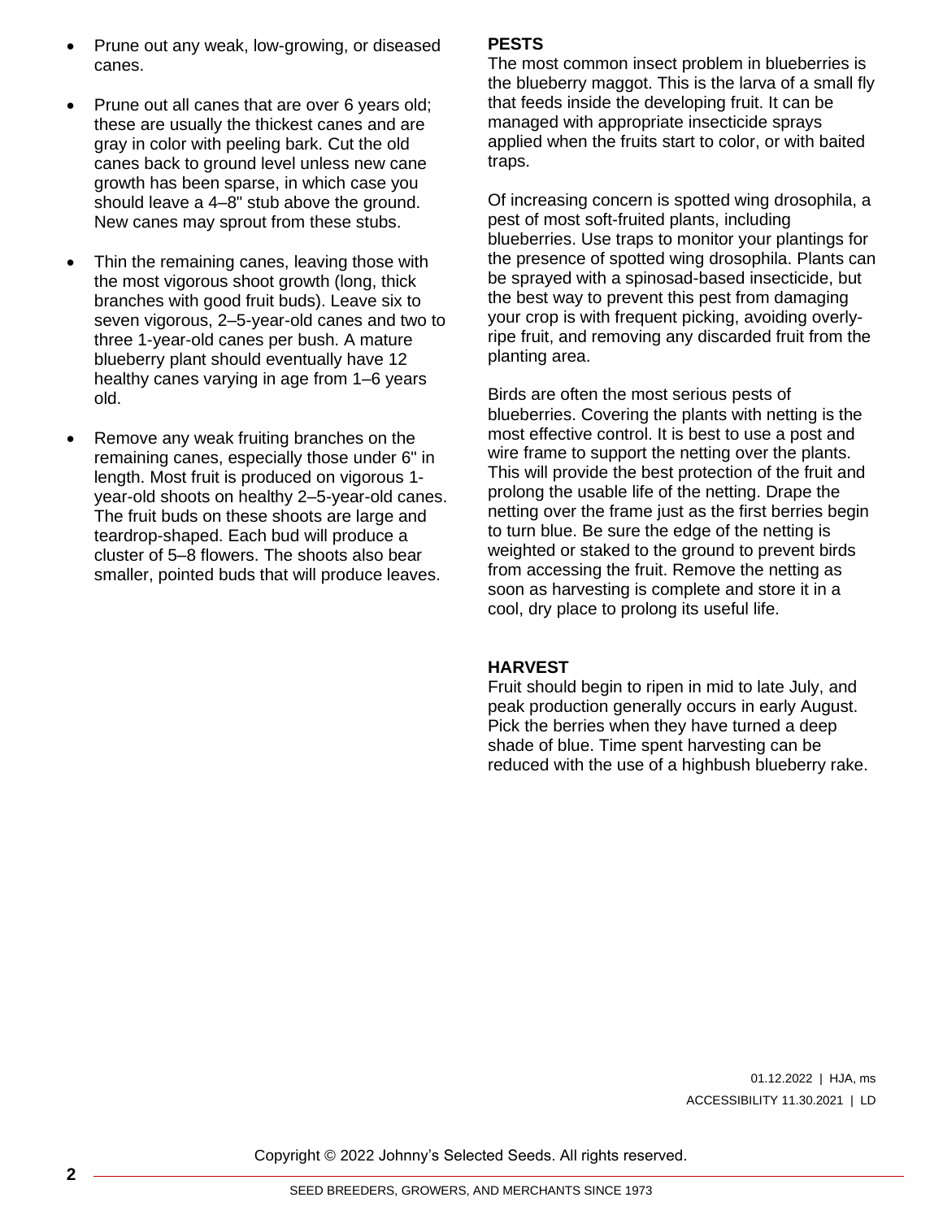- Prune out any weak, low-growing, or diseased canes.
- Prune out all canes that are over 6 years old; these are usually the thickest canes and are gray in color with peeling bark. Cut the old canes back to ground level unless new cane growth has been sparse, in which case you should leave a 4–8" stub above the ground. New canes may sprout from these stubs.
- Thin the remaining canes, leaving those with the most vigorous shoot growth (long, thick branches with good fruit buds). Leave six to seven vigorous, 2–5-year-old canes and two to three 1-year-old canes per bush. A mature blueberry plant should eventually have 12 healthy canes varying in age from 1–6 years old.
- Remove any weak fruiting branches on the remaining canes, especially those under 6" in length. Most fruit is produced on vigorous 1-year-old shoots on healthy 2–5-year-old canes. The fruit buds on these shoots are large and teardrop-shaped. Each bud will produce a cluster of 5–8 flowers. The shoots also bear smaller, pointed buds that will produce leaves.

**PESTS**

The most common insect problem in blueberries is the blueberry maggot. This is the larva of a small fly that feeds inside the developing fruit. It can be managed with appropriate insecticide sprays applied when the fruits start to color, or with baited traps.

Of increasing concern is spotted wing drosophila, a pest of most soft-fruited plants, including blueberries. Use traps to monitor your plantings for the presence of spotted wing drosophila. Plants can be sprayed with a spinosad-based insecticide, but the best way to prevent this pest from damaging your crop is with frequent picking, avoiding overly-ripe fruit, and removing any discarded fruit from the planting area.

Birds are often the most serious pests of blueberries. Covering the plants with netting is the most effective control. It is best to use a post and wire frame to support the netting over the plants. This will provide the best protection of the fruit and prolong the usable life of the netting. Drape the netting over the frame just as the first berries begin to turn blue. Be sure the edge of the netting is weighted or staked to the ground to prevent birds from accessing the fruit. Remove the netting as soon as harvesting is complete and store it in a cool, dry place to prolong its useful life.

**HARVEST**

Fruit should begin to ripen in mid to late July, and peak production generally occurs in early August. Pick the berries when they have turned a deep shade of blue. Time spent harvesting can be reduced with the use of a highbush blueberry rake.

01.12.2022 | HJA, ms

ACCESSIBILITY 11.30.2021 | LD

Copyright © 2022 Johnny's Selected Seeds. All rights reserved.